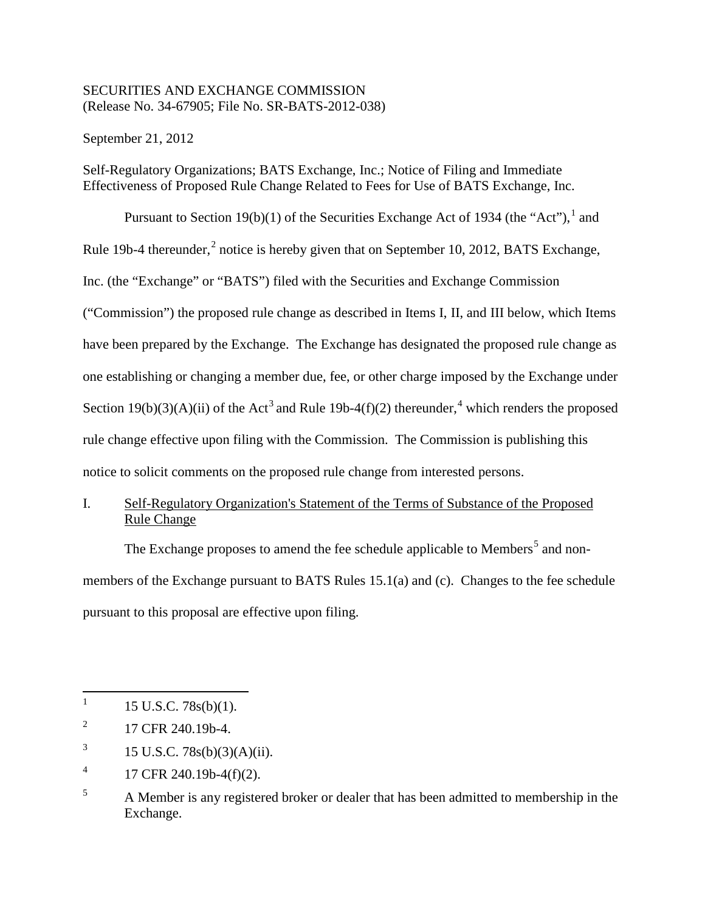SECURITIES AND EXCHANGE COMMISSION
(Release No. 34-67905; File No. SR-BATS-2012-038)

September 21, 2012

Self-Regulatory Organizations; BATS Exchange, Inc.; Notice of Filing and Immediate Effectiveness of Proposed Rule Change Related to Fees for Use of BATS Exchange, Inc.

Pursuant to Section 19(b)(1) of the Securities Exchange Act of 1934 (the "Act"),[1] and Rule 19b-4 thereunder,[2] notice is hereby given that on September 10, 2012, BATS Exchange, Inc. (the "Exchange" or "BATS") filed with the Securities and Exchange Commission ("Commission") the proposed rule change as described in Items I, II, and III below, which Items have been prepared by the Exchange. The Exchange has designated the proposed rule change as one establishing or changing a member due, fee, or other charge imposed by the Exchange under Section 19(b)(3)(A)(ii) of the Act[3] and Rule 19b-4(f)(2) thereunder,[4] which renders the proposed rule change effective upon filing with the Commission. The Commission is publishing this notice to solicit comments on the proposed rule change from interested persons.

## I. Self-Regulatory Organization's Statement of the Terms of Substance of the Proposed Rule Change

The Exchange proposes to amend the fee schedule applicable to Members[5] and non-members of the Exchange pursuant to BATS Rules 15.1(a) and (c). Changes to the fee schedule pursuant to this proposal are effective upon filing.

---

1. 15 U.S.C. 78s(b)(1).
2. 17 CFR 240.19b-4.
3. 15 U.S.C. 78s(b)(3)(A)(ii).
4. 17 CFR 240.19b-4(f)(2).
5. A Member is any registered broker or dealer that has been admitted to membership in the Exchange.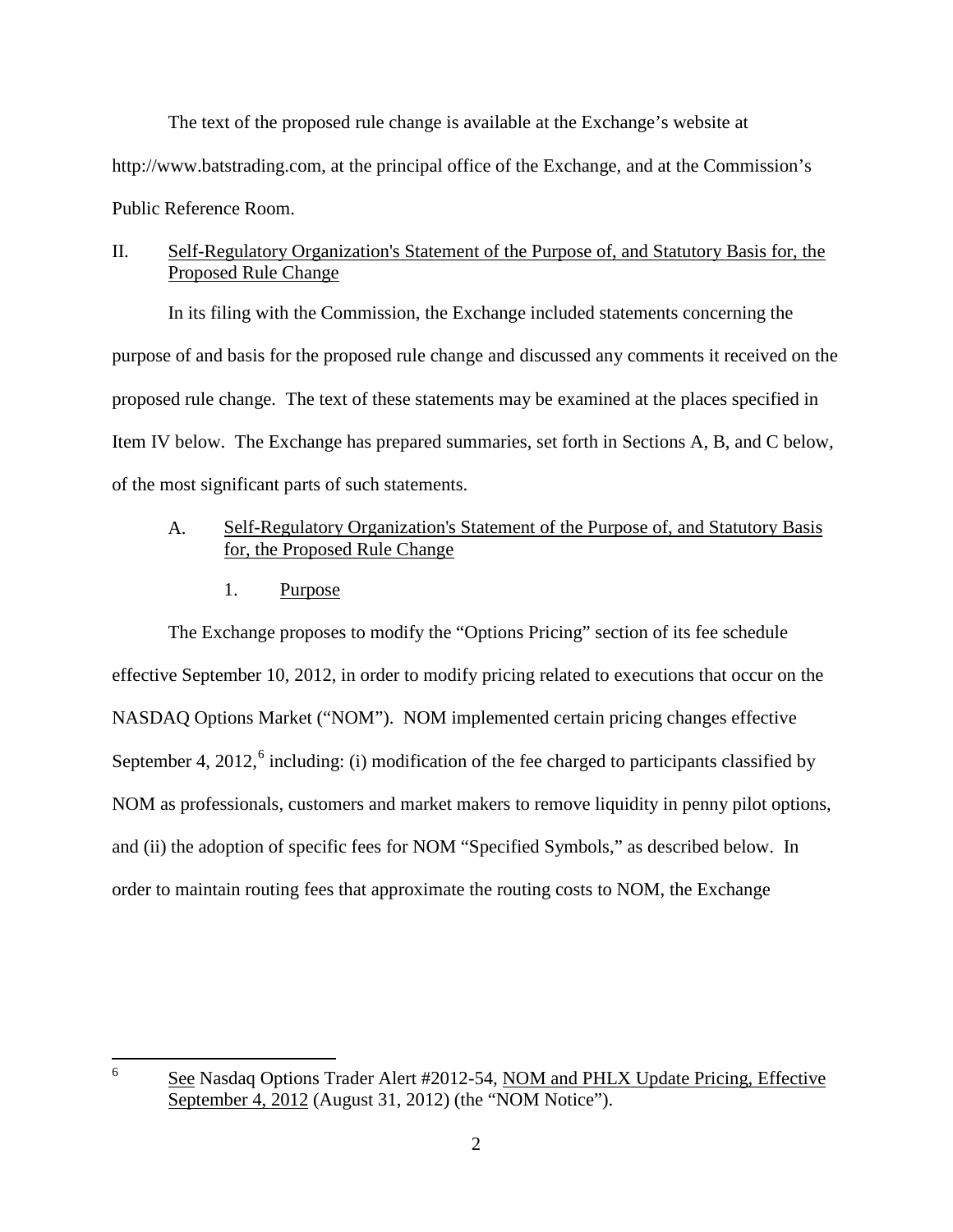The text of the proposed rule change is available at the Exchange's website at http://www.batstrading.com, at the principal office of the Exchange, and at the Commission's Public Reference Room.

## II. Self-Regulatory Organization's Statement of the Purpose of, and Statutory Basis for, the Proposed Rule Change

In its filing with the Commission, the Exchange included statements concerning the purpose of and basis for the proposed rule change and discussed any comments it received on the proposed rule change. The text of these statements may be examined at the places specified in Item IV below. The Exchange has prepared summaries, set forth in Sections A, B, and C below, of the most significant parts of such statements.

### A. Self-Regulatory Organization's Statement of the Purpose of, and Statutory Basis for, the Proposed Rule Change

#### 1. Purpose

The Exchange proposes to modify the "Options Pricing" section of its fee schedule effective September 10, 2012, in order to modify pricing related to executions that occur on the NASDAQ Options Market ("NOM"). NOM implemented certain pricing changes effective September 4, 2012,[6] including: (i) modification of the fee charged to participants classified by NOM as professionals, customers and market makers to remove liquidity in penny pilot options, and (ii) the adoption of specific fees for NOM "Specified Symbols," as described below. In order to maintain routing fees that approximate the routing costs to NOM, the Exchange

---

[6] See Nasdaq Options Trader Alert #2012-54, NOM and PHLX Update Pricing, Effective September 4, 2012 (August 31, 2012) (the "NOM Notice").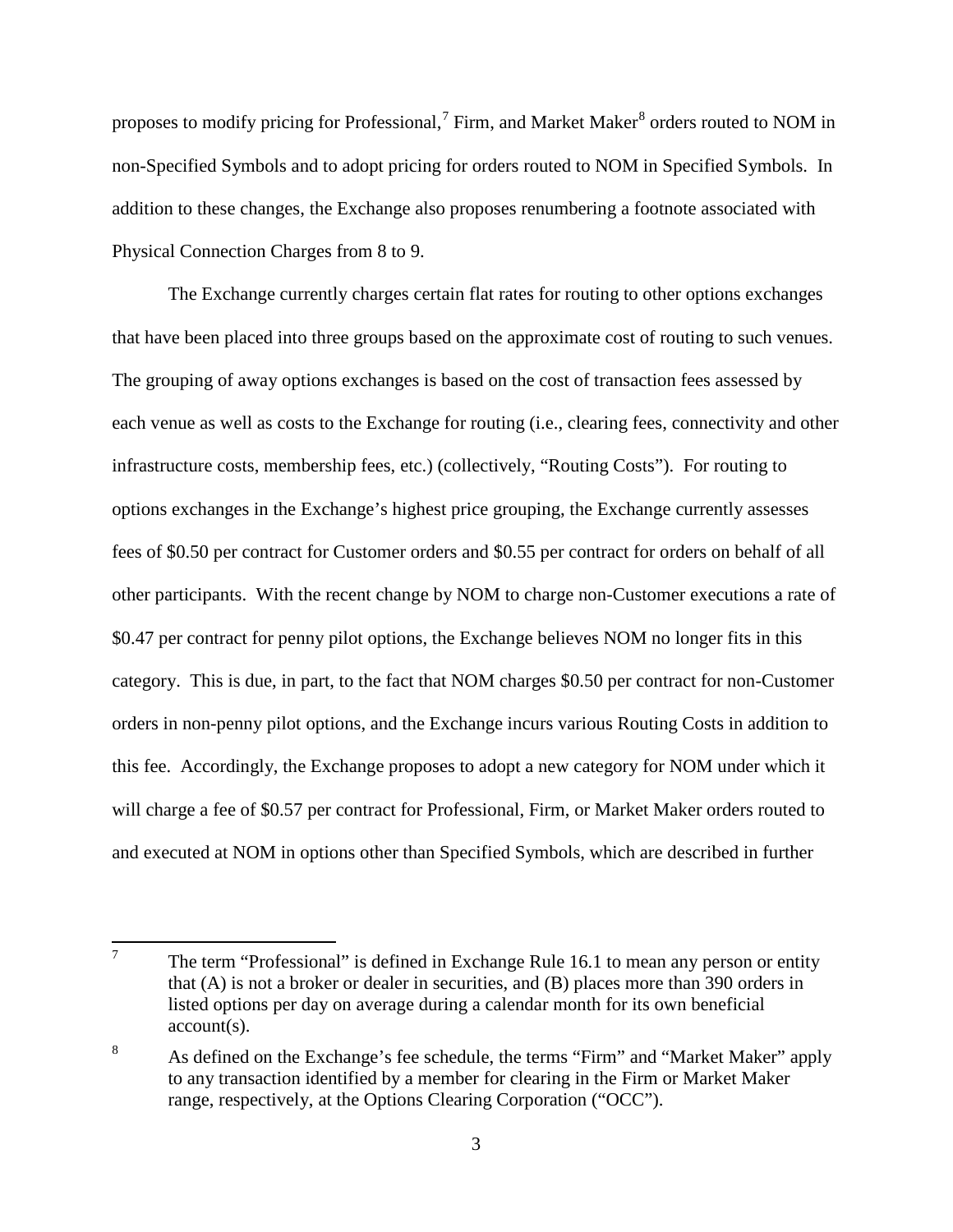proposes to modify pricing for Professional,[7] Firm, and Market Maker[8] orders routed to NOM in non-Specified Symbols and to adopt pricing for orders routed to NOM in Specified Symbols. In addition to these changes, the Exchange also proposes renumbering a footnote associated with Physical Connection Charges from 8 to 9.

The Exchange currently charges certain flat rates for routing to other options exchanges that have been placed into three groups based on the approximate cost of routing to such venues. The grouping of away options exchanges is based on the cost of transaction fees assessed by each venue as well as costs to the Exchange for routing (i.e., clearing fees, connectivity and other infrastructure costs, membership fees, etc.) (collectively, "Routing Costs"). For routing to options exchanges in the Exchange's highest price grouping, the Exchange currently assesses fees of $0.50 per contract for Customer orders and $0.55 per contract for orders on behalf of all other participants. With the recent change by NOM to charge non-Customer executions a rate of $0.47 per contract for penny pilot options, the Exchange believes NOM no longer fits in this category. This is due, in part, to the fact that NOM charges $0.50 per contract for non-Customer orders in non-penny pilot options, and the Exchange incurs various Routing Costs in addition to this fee. Accordingly, the Exchange proposes to adopt a new category for NOM under which it will charge a fee of $0.57 per contract for Professional, Firm, or Market Maker orders routed to and executed at NOM in options other than Specified Symbols, which are described in further

---

[7] The term "Professional" is defined in Exchange Rule 16.1 to mean any person or entity that (A) is not a broker or dealer in securities, and (B) places more than 390 orders in listed options per day on average during a calendar month for its own beneficial account(s).

[8] As defined on the Exchange's fee schedule, the terms "Firm" and "Market Maker" apply to any transaction identified by a member for clearing in the Firm or Market Maker range, respectively, at the Options Clearing Corporation ("OCC").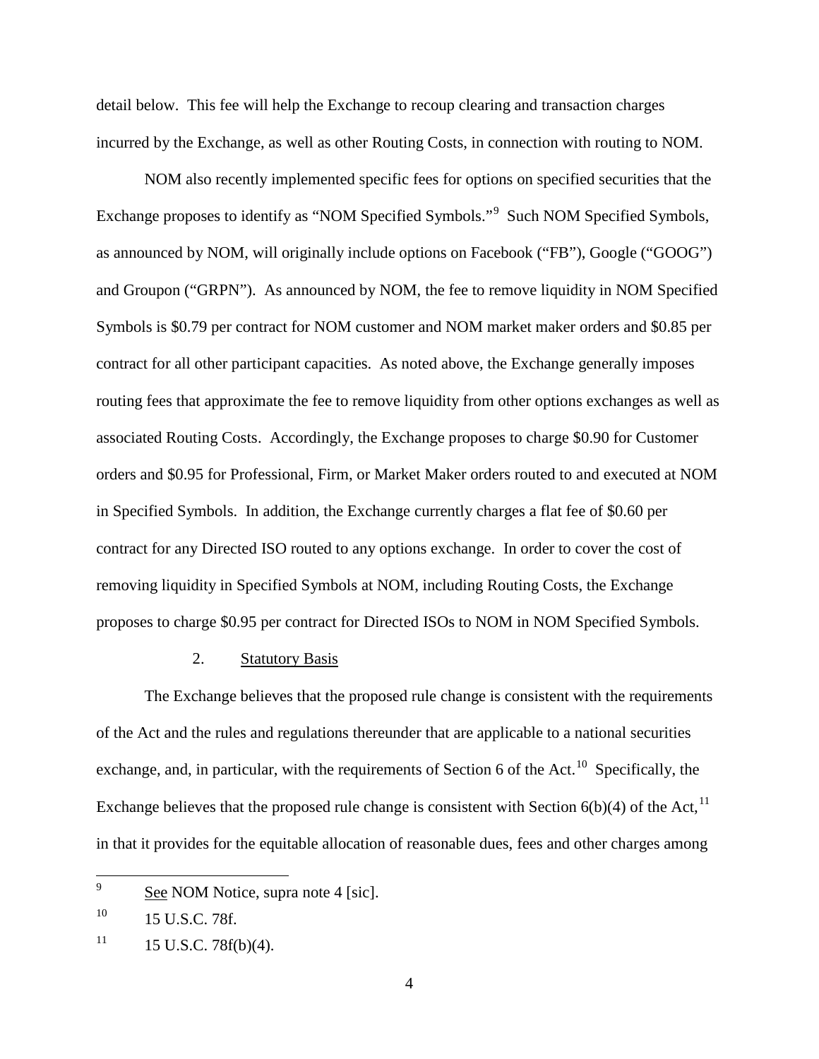detail below. This fee will help the Exchange to recoup clearing and transaction charges incurred by the Exchange, as well as other Routing Costs, in connection with routing to NOM.

NOM also recently implemented specific fees for options on specified securities that the Exchange proposes to identify as "NOM Specified Symbols."[9] Such NOM Specified Symbols, as announced by NOM, will originally include options on Facebook ("FB"), Google ("GOOG") and Groupon ("GRPN"). As announced by NOM, the fee to remove liquidity in NOM Specified Symbols is $0.79 per contract for NOM customer and NOM market maker orders and $0.85 per contract for all other participant capacities. As noted above, the Exchange generally imposes routing fees that approximate the fee to remove liquidity from other options exchanges as well as associated Routing Costs. Accordingly, the Exchange proposes to charge $0.90 for Customer orders and $0.95 for Professional, Firm, or Market Maker orders routed to and executed at NOM in Specified Symbols. In addition, the Exchange currently charges a flat fee of $0.60 per contract for any Directed ISO routed to any options exchange. In order to cover the cost of removing liquidity in Specified Symbols at NOM, including Routing Costs, the Exchange proposes to charge $0.95 per contract for Directed ISOs to NOM in NOM Specified Symbols.

2. Statutory Basis

The Exchange believes that the proposed rule change is consistent with the requirements of the Act and the rules and regulations thereunder that are applicable to a national securities exchange, and, in particular, with the requirements of Section 6 of the Act.[10] Specifically, the Exchange believes that the proposed rule change is consistent with Section 6(b)(4) of the Act,[11] in that it provides for the equitable allocation of reasonable dues, fees and other charges among

---

[9] See NOM Notice, supra note 4 [sic].

[10] 15 U.S.C. 78f.

[11] 15 U.S.C. 78f(b)(4).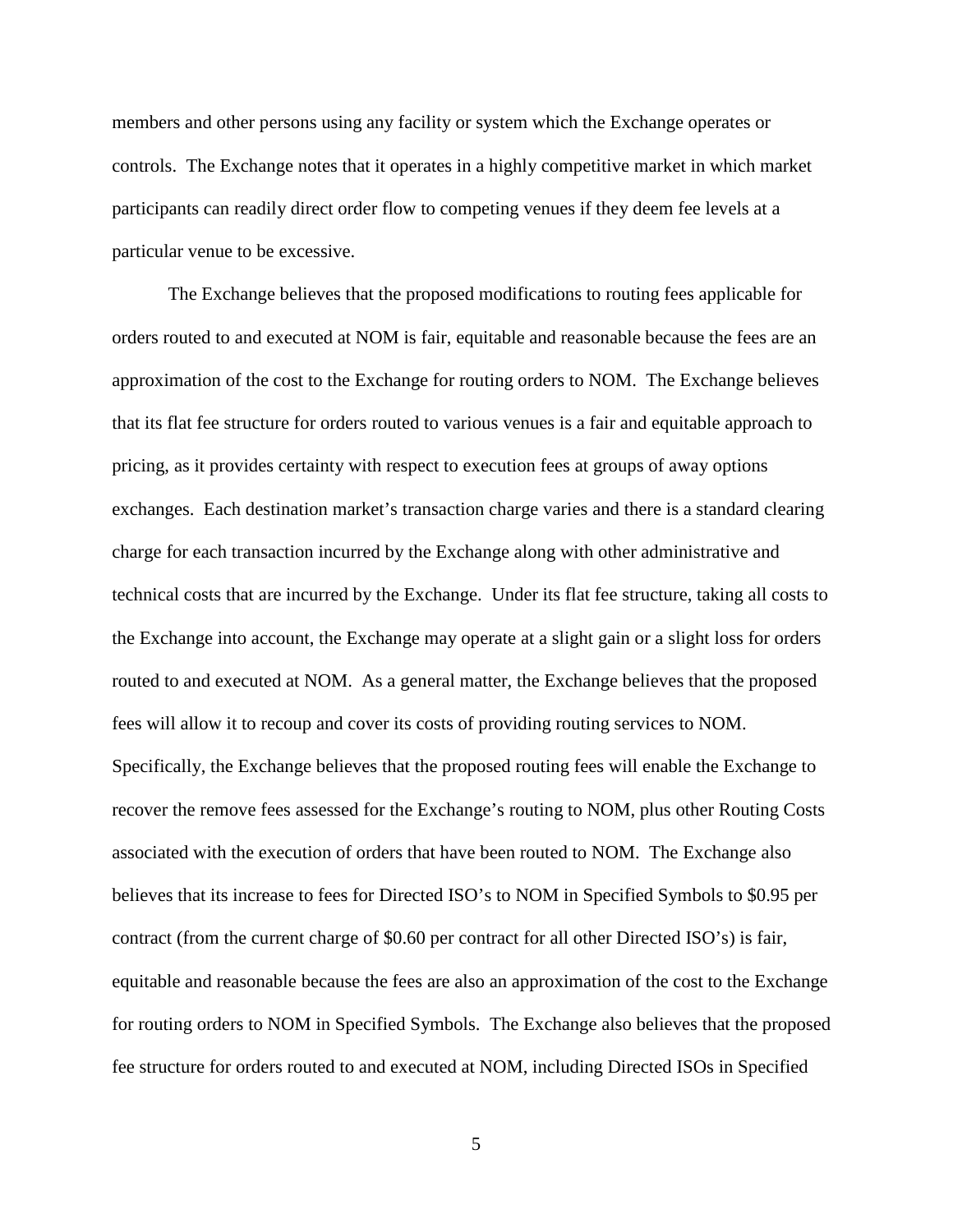members and other persons using any facility or system which the Exchange operates or controls. The Exchange notes that it operates in a highly competitive market in which market participants can readily direct order flow to competing venues if they deem fee levels at a particular venue to be excessive.

The Exchange believes that the proposed modifications to routing fees applicable for orders routed to and executed at NOM is fair, equitable and reasonable because the fees are an approximation of the cost to the Exchange for routing orders to NOM. The Exchange believes that its flat fee structure for orders routed to various venues is a fair and equitable approach to pricing, as it provides certainty with respect to execution fees at groups of away options exchanges. Each destination market's transaction charge varies and there is a standard clearing charge for each transaction incurred by the Exchange along with other administrative and technical costs that are incurred by the Exchange. Under its flat fee structure, taking all costs to the Exchange into account, the Exchange may operate at a slight gain or a slight loss for orders routed to and executed at NOM. As a general matter, the Exchange believes that the proposed fees will allow it to recoup and cover its costs of providing routing services to NOM. Specifically, the Exchange believes that the proposed routing fees will enable the Exchange to recover the remove fees assessed for the Exchange's routing to NOM, plus other Routing Costs associated with the execution of orders that have been routed to NOM. The Exchange also believes that its increase to fees for Directed ISO's to NOM in Specified Symbols to $0.95 per contract (from the current charge of $0.60 per contract for all other Directed ISO's) is fair, equitable and reasonable because the fees are also an approximation of the cost to the Exchange for routing orders to NOM in Specified Symbols. The Exchange also believes that the proposed fee structure for orders routed to and executed at NOM, including Directed ISOs in Specified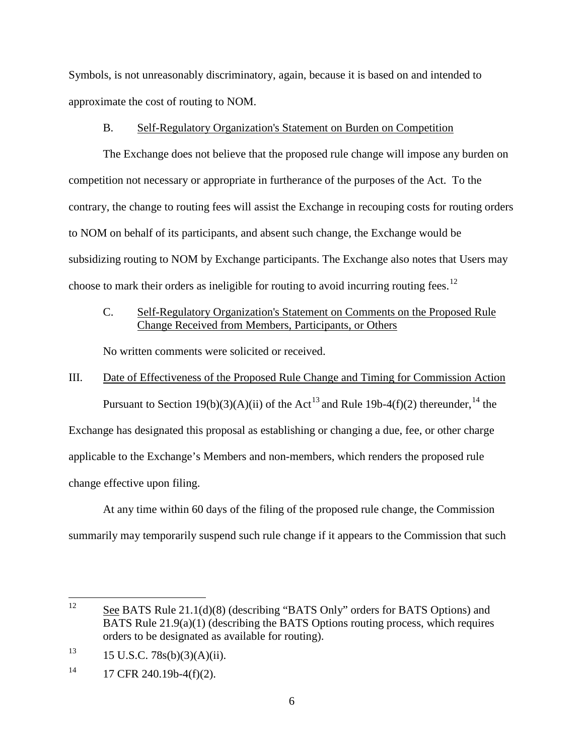Symbols, is not unreasonably discriminatory, again, because it is based on and intended to approximate the cost of routing to NOM.

B. Self-Regulatory Organization's Statement on Burden on Competition

The Exchange does not believe that the proposed rule change will impose any burden on competition not necessary or appropriate in furtherance of the purposes of the Act. To the contrary, the change to routing fees will assist the Exchange in recouping costs for routing orders to NOM on behalf of its participants, and absent such change, the Exchange would be subsidizing routing to NOM by Exchange participants. The Exchange also notes that Users may choose to mark their orders as ineligible for routing to avoid incurring routing fees.[12]

C. Self-Regulatory Organization's Statement on Comments on the Proposed Rule Change Received from Members, Participants, or Others

No written comments were solicited or received.

III. Date of Effectiveness of the Proposed Rule Change and Timing for Commission Action

Pursuant to Section 19(b)(3)(A)(ii) of the Act[13] and Rule 19b-4(f)(2) thereunder,[14] the Exchange has designated this proposal as establishing or changing a due, fee, or other charge applicable to the Exchange's Members and non-members, which renders the proposed rule change effective upon filing.

At any time within 60 days of the filing of the proposed rule change, the Commission summarily may temporarily suspend such rule change if it appears to the Commission that such

---

[12] See BATS Rule 21.1(d)(8) (describing "BATS Only" orders for BATS Options) and BATS Rule 21.9(a)(1) (describing the BATS Options routing process, which requires orders to be designated as available for routing).

[13] 15 U.S.C. 78s(b)(3)(A)(ii).

[14] 17 CFR 240.19b-4(f)(2).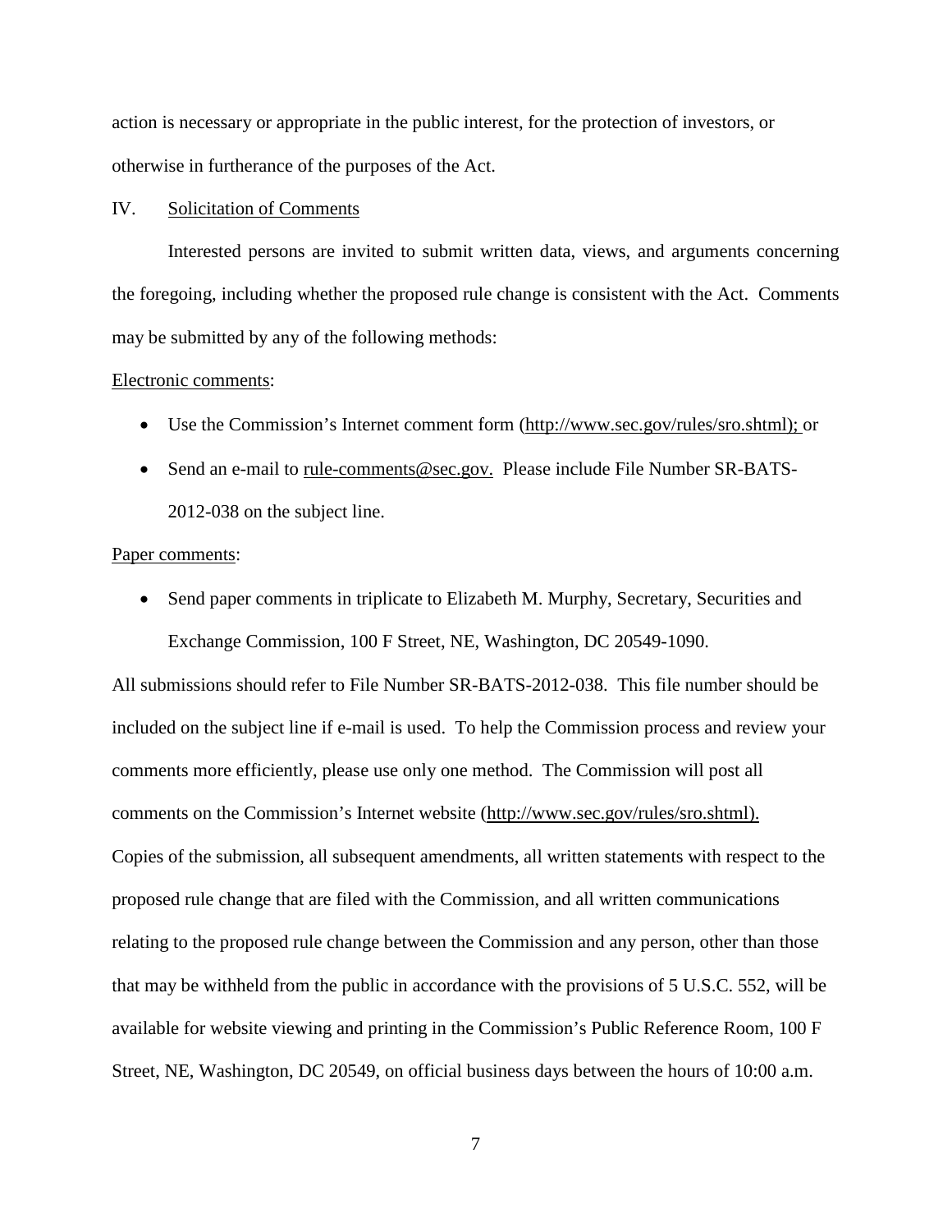action is necessary or appropriate in the public interest, for the protection of investors, or otherwise in furtherance of the purposes of the Act.

## IV. Solicitation of Comments

Interested persons are invited to submit written data, views, and arguments concerning the foregoing, including whether the proposed rule change is consistent with the Act. Comments may be submitted by any of the following methods:

Electronic comments:

- Use the Commission's Internet comment form (http://www.sec.gov/rules/sro.shtml); or
- Send an e-mail to rule-comments@sec.gov. Please include File Number SR-BATS-2012-038 on the subject line.

Paper comments:

- Send paper comments in triplicate to Elizabeth M. Murphy, Secretary, Securities and Exchange Commission, 100 F Street, NE, Washington, DC 20549-1090.

All submissions should refer to File Number SR-BATS-2012-038. This file number should be included on the subject line if e-mail is used. To help the Commission process and review your comments more efficiently, please use only one method. The Commission will post all comments on the Commission's Internet website (http://www.sec.gov/rules/sro.shtml). Copies of the submission, all subsequent amendments, all written statements with respect to the proposed rule change that are filed with the Commission, and all written communications relating to the proposed rule change between the Commission and any person, other than those that may be withheld from the public in accordance with the provisions of 5 U.S.C. 552, will be available for website viewing and printing in the Commission's Public Reference Room, 100 F Street, NE, Washington, DC 20549, on official business days between the hours of 10:00 a.m.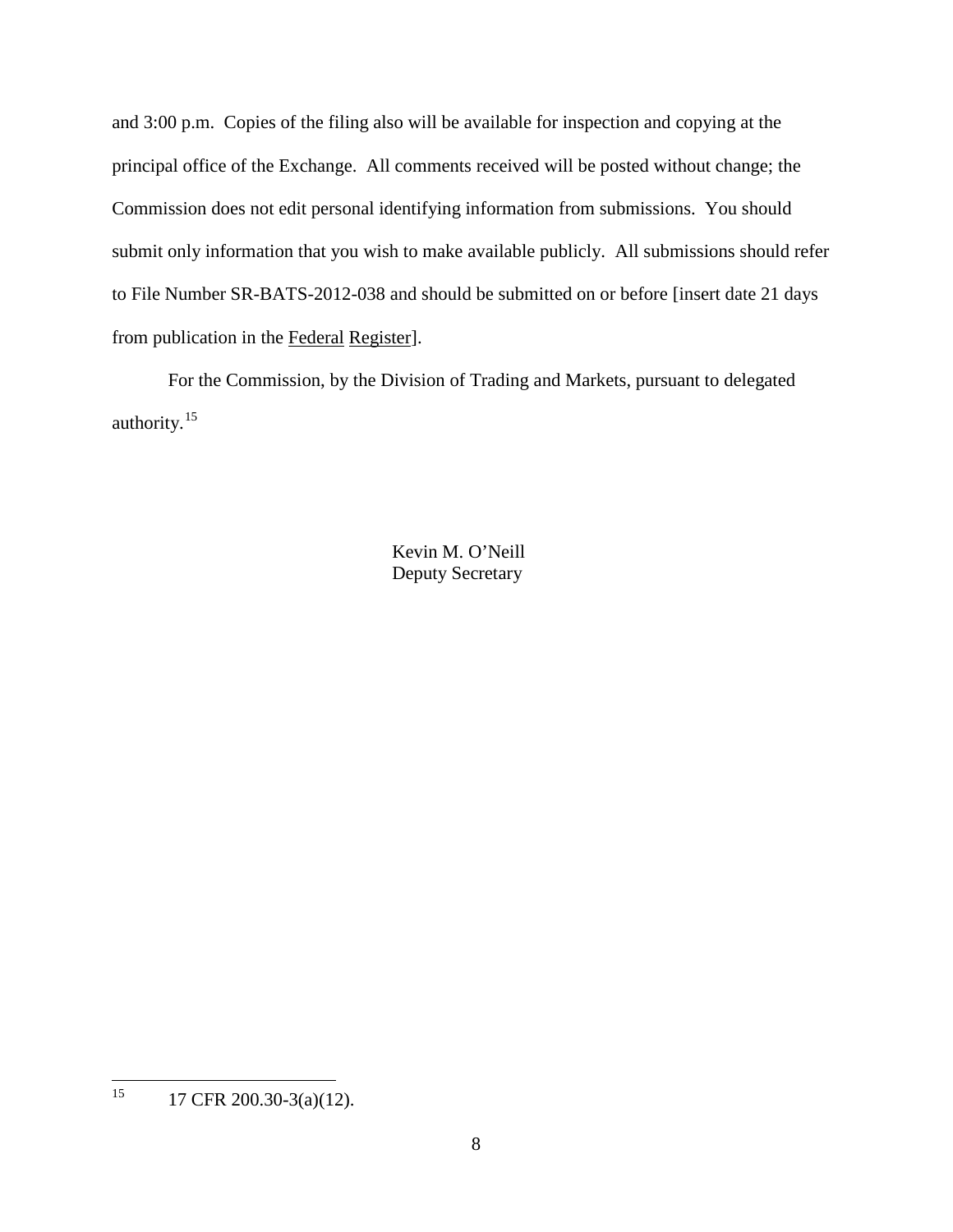and 3:00 p.m. Copies of the filing also will be available for inspection and copying at the principal office of the Exchange. All comments received will be posted without change; the Commission does not edit personal identifying information from submissions. You should submit only information that you wish to make available publicly. All submissions should refer to File Number SR-BATS-2012-038 and should be submitted on or before [insert date 21 days from publication in the Federal Register].

For the Commission, by the Division of Trading and Markets, pursuant to delegated authority.[15]

Kevin M. O'Neill
Deputy Secretary

---

[15] 17 CFR 200.30-3(a)(12).